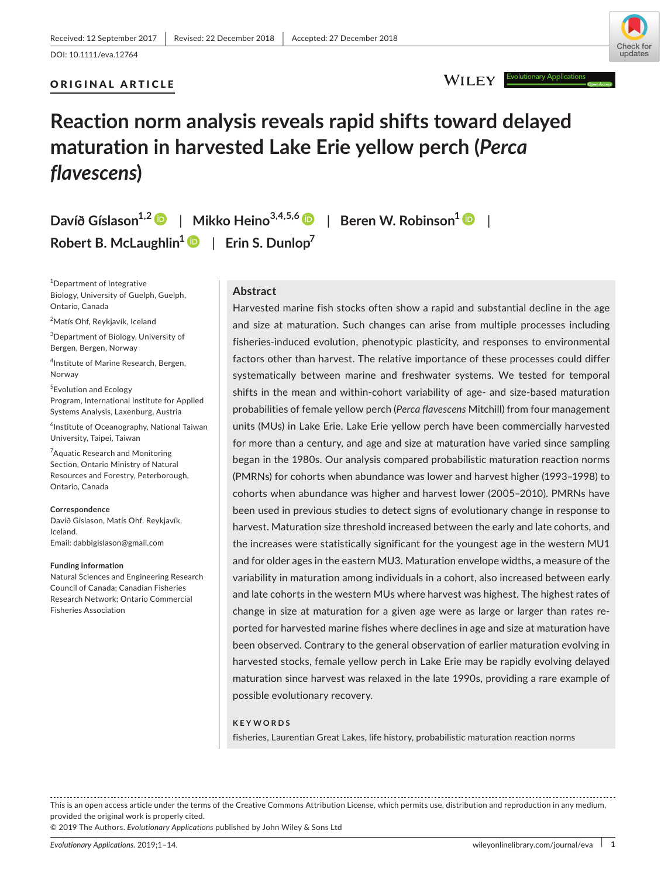Received: 12 September 2017 | Revised: 22 December 2018 | Accepted: 27 December 2018

DOI: 10.1111/eva.12764

**ORIGINAL ARTICLE**

# Reaction norm analysis reveals rapid shifts toward delayed maturation in harvested Lake Erie yellow perch (*Perca flavescens*)

**Davíð Gíslason**[1,2] | **Mikko Heino**[3,4,5,6] | **Beren W. Robinson**[1] | **Robert B. McLaughlin**[1] | **Erin S. Dunlop**[7]

[1]Department of Integrative Biology, University of Guelph, Guelph, Ontario, Canada

[2]Matís Ohf, Reykjavík, Iceland

[3]Department of Biology, University of Bergen, Bergen, Norway

[4]Institute of Marine Research, Bergen, Norway

[5]Evolution and Ecology Program, International Institute for Applied Systems Analysis, Laxenburg, Austria

[6]Institute of Oceanography, National Taiwan University, Taipei, Taiwan

[7]Aquatic Research and Monitoring Section, Ontario Ministry of Natural Resources and Forestry, Peterborough, Ontario, Canada

**Correspondence**
Davíð Gíslason, Matís Ohf. Reykjavík, Iceland.
Email: dabbigislason@gmail.com

**Funding information**
Natural Sciences and Engineering Research Council of Canada; Canadian Fisheries Research Network; Ontario Commercial Fisheries Association

## Abstract

Harvested marine fish stocks often show a rapid and substantial decline in the age and size at maturation. Such changes can arise from multiple processes including fisheries-induced evolution, phenotypic plasticity, and responses to environmental factors other than harvest. The relative importance of these processes could differ systematically between marine and freshwater systems. We tested for temporal shifts in the mean and within-cohort variability of age- and size-based maturation probabilities of female yellow perch (*Perca flavescens* Mitchill) from four management units (MUs) in Lake Erie. Lake Erie yellow perch have been commercially harvested for more than a century, and age and size at maturation have varied since sampling began in the 1980s. Our analysis compared probabilistic maturation reaction norms (PMRNs) for cohorts when abundance was lower and harvest higher (1993–1998) to cohorts when abundance was higher and harvest lower (2005–2010). PMRNs have been used in previous studies to detect signs of evolutionary change in response to harvest. Maturation size threshold increased between the early and late cohorts, and the increases were statistically significant for the youngest age in the western MU1 and for older ages in the eastern MU3. Maturation envelope widths, a measure of the variability in maturation among individuals in a cohort, also increased between early and late cohorts in the western MUs where harvest was highest. The highest rates of change in size at maturation for a given age were as large or larger than rates reported for harvested marine fishes where declines in age and size at maturation have been observed. Contrary to the general observation of earlier maturation evolving in harvested stocks, female yellow perch in Lake Erie may be rapidly evolving delayed maturation since harvest was relaxed in the late 1990s, providing a rare example of possible evolutionary recovery.

**KEYWORDS**

fisheries, Laurentian Great Lakes, life history, probabilistic maturation reaction norms

This is an open access article under the terms of the Creative Commons Attribution License, which permits use, distribution and reproduction in any medium, provided the original work is properly cited.
© 2019 The Authors. *Evolutionary Applications* published by John Wiley & Sons Ltd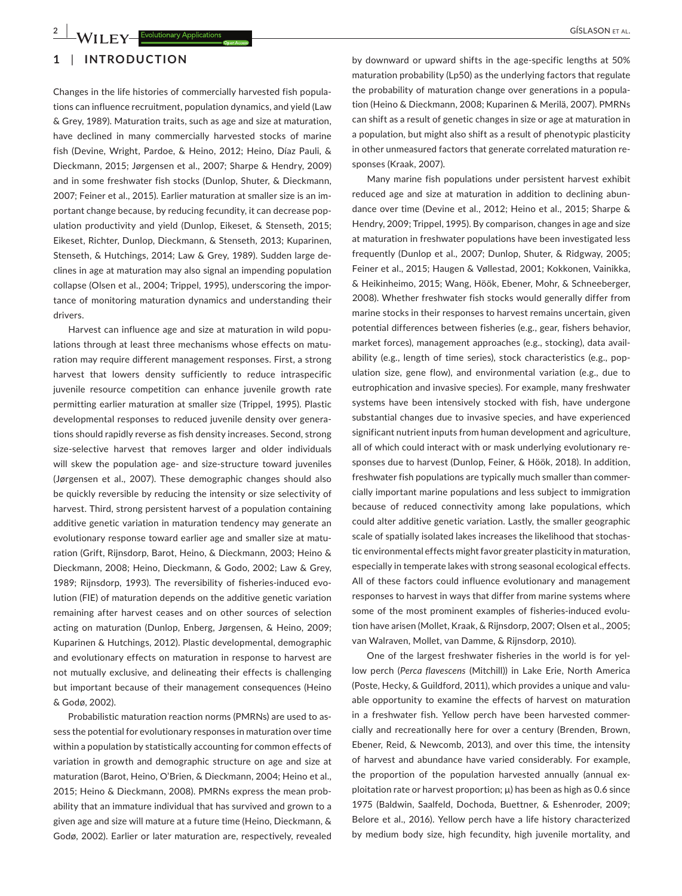## 1 | INTRODUCTION

Changes in the life histories of commercially harvested fish populations can influence recruitment, population dynamics, and yield (Law & Grey, 1989). Maturation traits, such as age and size at maturation, have declined in many commercially harvested stocks of marine fish (Devine, Wright, Pardoe, & Heino, 2012; Heino, Díaz Pauli, & Dieckmann, 2015; Jørgensen et al., 2007; Sharpe & Hendry, 2009) and in some freshwater fish stocks (Dunlop, Shuter, & Dieckmann, 2007; Feiner et al., 2015). Earlier maturation at smaller size is an important change because, by reducing fecundity, it can decrease population productivity and yield (Dunlop, Eikeset, & Stenseth, 2015; Eikeset, Richter, Dunlop, Dieckmann, & Stenseth, 2013; Kuparinen, Stenseth, & Hutchings, 2014; Law & Grey, 1989). Sudden large declines in age at maturation may also signal an impending population collapse (Olsen et al., 2004; Trippel, 1995), underscoring the importance of monitoring maturation dynamics and understanding their drivers.

Harvest can influence age and size at maturation in wild populations through at least three mechanisms whose effects on maturation may require different management responses. First, a strong harvest that lowers density sufficiently to reduce intraspecific juvenile resource competition can enhance juvenile growth rate permitting earlier maturation at smaller size (Trippel, 1995). Plastic developmental responses to reduced juvenile density over generations should rapidly reverse as fish density increases. Second, strong size-selective harvest that removes larger and older individuals will skew the population age- and size-structure toward juveniles (Jørgensen et al., 2007). These demographic changes should also be quickly reversible by reducing the intensity or size selectivity of harvest. Third, strong persistent harvest of a population containing additive genetic variation in maturation tendency may generate an evolutionary response toward earlier age and smaller size at maturation (Grift, Rijnsdorp, Barot, Heino, & Dieckmann, 2003; Heino & Dieckmann, 2008; Heino, Dieckmann, & Godo, 2002; Law & Grey, 1989; Rijnsdorp, 1993). The reversibility of fisheries-induced evolution (FIE) of maturation depends on the additive genetic variation remaining after harvest ceases and on other sources of selection acting on maturation (Dunlop, Enberg, Jørgensen, & Heino, 2009; Kuparinen & Hutchings, 2012). Plastic developmental, demographic and evolutionary effects on maturation in response to harvest are not mutually exclusive, and delineating their effects is challenging but important because of their management consequences (Heino & Godø, 2002).

Probabilistic maturation reaction norms (PMRNs) are used to assess the potential for evolutionary responses in maturation over time within a population by statistically accounting for common effects of variation in growth and demographic structure on age and size at maturation (Barot, Heino, O'Brien, & Dieckmann, 2004; Heino et al., 2015; Heino & Dieckmann, 2008). PMRNs express the mean probability that an immature individual that has survived and grown to a given age and size will mature at a future time (Heino, Dieckmann, & Godø, 2002). Earlier or later maturation are, respectively, revealed by downward or upward shifts in the age-specific lengths at 50% maturation probability (Lp50) as the underlying factors that regulate the probability of maturation change over generations in a population (Heino & Dieckmann, 2008; Kuparinen & Merilä, 2007). PMRNs can shift as a result of genetic changes in size or age at maturation in a population, but might also shift as a result of phenotypic plasticity in other unmeasured factors that generate correlated maturation responses (Kraak, 2007).

Many marine fish populations under persistent harvest exhibit reduced age and size at maturation in addition to declining abundance over time (Devine et al., 2012; Heino et al., 2015; Sharpe & Hendry, 2009; Trippel, 1995). By comparison, changes in age and size at maturation in freshwater populations have been investigated less frequently (Dunlop et al., 2007; Dunlop, Shuter, & Ridgway, 2005; Feiner et al., 2015; Haugen & Vøllestad, 2001; Kokkonen, Vainikka, & Heikinheimo, 2015; Wang, Höök, Ebener, Mohr, & Schneeberger, 2008). Whether freshwater fish stocks would generally differ from marine stocks in their responses to harvest remains uncertain, given potential differences between fisheries (e.g., gear, fishers behavior, market forces), management approaches (e.g., stocking), data availability (e.g., length of time series), stock characteristics (e.g., population size, gene flow), and environmental variation (e.g., due to eutrophication and invasive species). For example, many freshwater systems have been intensively stocked with fish, have undergone substantial changes due to invasive species, and have experienced significant nutrient inputs from human development and agriculture, all of which could interact with or mask underlying evolutionary responses due to harvest (Dunlop, Feiner, & Höök, 2018). In addition, freshwater fish populations are typically much smaller than commercially important marine populations and less subject to immigration because of reduced connectivity among lake populations, which could alter additive genetic variation. Lastly, the smaller geographic scale of spatially isolated lakes increases the likelihood that stochastic environmental effects might favor greater plasticity in maturation, especially in temperate lakes with strong seasonal ecological effects. All of these factors could influence evolutionary and management responses to harvest in ways that differ from marine systems where some of the most prominent examples of fisheries-induced evolution have arisen (Mollet, Kraak, & Rijnsdorp, 2007; Olsen et al., 2005; van Walraven, Mollet, van Damme, & Rijnsdorp, 2010).

One of the largest freshwater fisheries in the world is for yellow perch (*Perca flavescens* (Mitchill)) in Lake Erie, North America (Poste, Hecky, & Guildford, 2011), which provides a unique and valuable opportunity to examine the effects of harvest on maturation in a freshwater fish. Yellow perch have been harvested commercially and recreationally here for over a century (Brenden, Brown, Ebener, Reid, & Newcomb, 2013), and over this time, the intensity of harvest and abundance have varied considerably. For example, the proportion of the population harvested annually (annual exploitation rate or harvest proportion; μ) has been as high as 0.6 since 1975 (Baldwin, Saalfeld, Dochoda, Buettner, & Eshenroder, 2009; Belore et al., 2016). Yellow perch have a life history characterized by medium body size, high fecundity, high juvenile mortality, and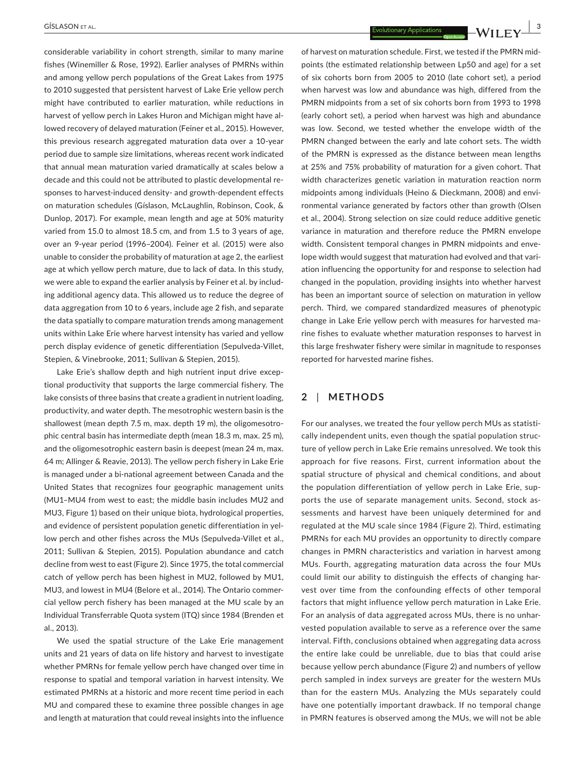considerable variability in cohort strength, similar to many marine fishes (Winemiller & Rose, 1992). Earlier analyses of PMRNs within and among yellow perch populations of the Great Lakes from 1975 to 2010 suggested that persistent harvest of Lake Erie yellow perch might have contributed to earlier maturation, while reductions in harvest of yellow perch in Lakes Huron and Michigan might have allowed recovery of delayed maturation (Feiner et al., 2015). However, this previous research aggregated maturation data over a 10-year period due to sample size limitations, whereas recent work indicated that annual mean maturation varied dramatically at scales below a decade and this could not be attributed to plastic developmental responses to harvest-induced density- and growth-dependent effects on maturation schedules (Gíslason, McLaughlin, Robinson, Cook, & Dunlop, 2017). For example, mean length and age at 50% maturity varied from 15.0 to almost 18.5 cm, and from 1.5 to 3 years of age, over an 9-year period (1996–2004). Feiner et al. (2015) were also unable to consider the probability of maturation at age 2, the earliest age at which yellow perch mature, due to lack of data. In this study, we were able to expand the earlier analysis by Feiner et al. by including additional agency data. This allowed us to reduce the degree of data aggregation from 10 to 6 years, include age 2 fish, and separate the data spatially to compare maturation trends among management units within Lake Erie where harvest intensity has varied and yellow perch display evidence of genetic differentiation (Sepulveda-Villet, Stepien, & Vinebrooke, 2011; Sullivan & Stepien, 2015).

Lake Erie's shallow depth and high nutrient input drive exceptional productivity that supports the large commercial fishery. The lake consists of three basins that create a gradient in nutrient loading, productivity, and water depth. The mesotrophic western basin is the shallowest (mean depth 7.5 m, max. depth 19 m), the oligomesotrophic central basin has intermediate depth (mean 18.3 m, max. 25 m), and the oligomesotrophic eastern basin is deepest (mean 24 m, max. 64 m; Allinger & Reavie, 2013). The yellow perch fishery in Lake Erie is managed under a bi-national agreement between Canada and the United States that recognizes four geographic management units (MU1–MU4 from west to east; the middle basin includes MU2 and MU3, Figure 1) based on their unique biota, hydrological properties, and evidence of persistent population genetic differentiation in yellow perch and other fishes across the MUs (Sepulveda-Villet et al., 2011; Sullivan & Stepien, 2015). Population abundance and catch decline from west to east (Figure 2). Since 1975, the total commercial catch of yellow perch has been highest in MU2, followed by MU1, MU3, and lowest in MU4 (Belore et al., 2014). The Ontario commercial yellow perch fishery has been managed at the MU scale by an Individual Transferrable Quota system (ITQ) since 1984 (Brenden et al., 2013).

We used the spatial structure of the Lake Erie management units and 21 years of data on life history and harvest to investigate whether PMRNs for female yellow perch have changed over time in response to spatial and temporal variation in harvest intensity. We estimated PMRNs at a historic and more recent time period in each MU and compared these to examine three possible changes in age and length at maturation that could reveal insights into the influence of harvest on maturation schedule. First, we tested if the PMRN midpoints (the estimated relationship between Lp50 and age) for a set of six cohorts born from 2005 to 2010 (late cohort set), a period when harvest was low and abundance was high, differed from the PMRN midpoints from a set of six cohorts born from 1993 to 1998 (early cohort set), a period when harvest was high and abundance was low. Second, we tested whether the envelope width of the PMRN changed between the early and late cohort sets. The width of the PMRN is expressed as the distance between mean lengths at 25% and 75% probability of maturation for a given cohort. That width characterizes genetic variation in maturation reaction norm midpoints among individuals (Heino & Dieckmann, 2008) and environmental variance generated by factors other than growth (Olsen et al., 2004). Strong selection on size could reduce additive genetic variance in maturation and therefore reduce the PMRN envelope width. Consistent temporal changes in PMRN midpoints and envelope width would suggest that maturation had evolved and that variation influencing the opportunity for and response to selection had changed in the population, providing insights into whether harvest has been an important source of selection on maturation in yellow perch. Third, we compared standardized measures of phenotypic change in Lake Erie yellow perch with measures for harvested marine fishes to evaluate whether maturation responses to harvest in this large freshwater fishery were similar in magnitude to responses reported for harvested marine fishes.

## 2 | METHODS

For our analyses, we treated the four yellow perch MUs as statistically independent units, even though the spatial population structure of yellow perch in Lake Erie remains unresolved. We took this approach for five reasons. First, current information about the spatial structure of physical and chemical conditions, and about the population differentiation of yellow perch in Lake Erie, supports the use of separate management units. Second, stock assessments and harvest have been uniquely determined for and regulated at the MU scale since 1984 (Figure 2). Third, estimating PMRNs for each MU provides an opportunity to directly compare changes in PMRN characteristics and variation in harvest among MUs. Fourth, aggregating maturation data across the four MUs could limit our ability to distinguish the effects of changing harvest over time from the confounding effects of other temporal factors that might influence yellow perch maturation in Lake Erie. For an analysis of data aggregated across MUs, there is no unharvested population available to serve as a reference over the same interval. Fifth, conclusions obtained when aggregating data across the entire lake could be unreliable, due to bias that could arise because yellow perch abundance (Figure 2) and numbers of yellow perch sampled in index surveys are greater for the western MUs than for the eastern MUs. Analyzing the MUs separately could have one potentially important drawback. If no temporal change in PMRN features is observed among the MUs, we will not be able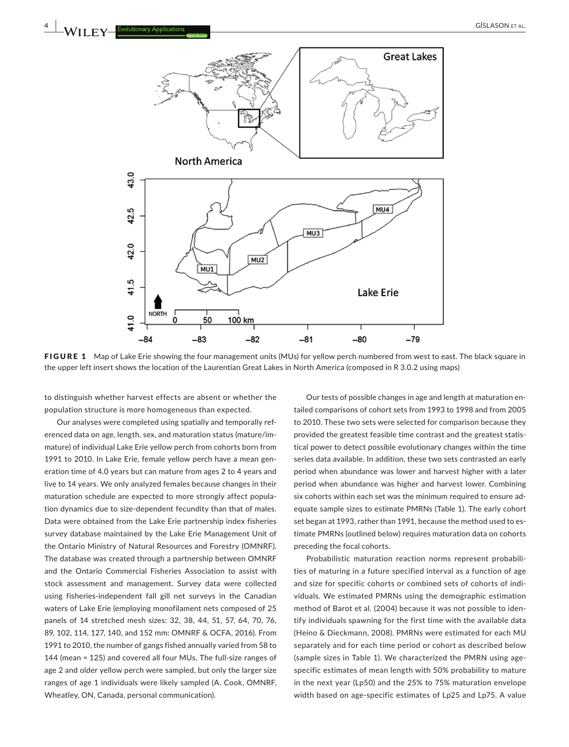**FIGURE 1** Map of Lake Erie showing the four management units (MUs) for yellow perch numbered from west to east. The black square in the upper left insert shows the location of the Laurentian Great Lakes in North America (composed in R 3.0.2 using maps)

to distinguish whether harvest effects are absent or whether the population structure is more homogeneous than expected.

Our analyses were completed using spatially and temporally referenced data on age, length, sex, and maturation status (mature/immature) of individual Lake Erie yellow perch from cohorts born from 1991 to 2010. In Lake Erie, female yellow perch have a mean generation time of 4.0 years but can mature from ages 2 to 4 years and live to 14 years. We only analyzed females because changes in their maturation schedule are expected to more strongly affect population dynamics due to size-dependent fecundity than that of males. Data were obtained from the Lake Erie partnership index fisheries survey database maintained by the Lake Erie Management Unit of the Ontario Ministry of Natural Resources and Forestry (OMNRF). The database was created through a partnership between OMNRF and the Ontario Commercial Fisheries Association to assist with stock assessment and management. Survey data were collected using fisheries-independent fall gill net surveys in the Canadian waters of Lake Erie (employing monofilament nets composed of 25 panels of 14 stretched mesh sizes: 32, 38, 44, 51, 57, 64, 70, 76, 89, 102, 114, 127, 140, and 152 mm: OMNRF & OCFA, 2016). From 1991 to 2010, the number of gangs fished annually varied from 58 to 144 (mean = 125) and covered all four MUs. The full-size ranges of age 2 and older yellow perch were sampled, but only the larger size ranges of age 1 individuals were likely sampled (A. Cook, OMNRF, Wheatley, ON, Canada, personal communication).

Our tests of possible changes in age and length at maturation entailed comparisons of cohort sets from 1993 to 1998 and from 2005 to 2010. These two sets were selected for comparison because they provided the greatest feasible time contrast and the greatest statistical power to detect possible evolutionary changes within the time series data available. In addition, these two sets contrasted an early period when abundance was lower and harvest higher with a later period when abundance was higher and harvest lower. Combining six cohorts within each set was the minimum required to ensure adequate sample sizes to estimate PMRNs (Table 1). The early cohort set began at 1993, rather than 1991, because the method used to estimate PMRNs (outlined below) requires maturation data on cohorts preceding the focal cohorts.

Probabilistic maturation reaction norms represent probabilities of maturing in a future specified interval as a function of age and size for specific cohorts or combined sets of cohorts of individuals. We estimated PMRNs using the demographic estimation method of Barot et al. (2004) because it was not possible to identify individuals spawning for the first time with the available data (Heino & Dieckmann, 2008). PMRNs were estimated for each MU separately and for each time period or cohort as described below (sample sizes in Table 1). We characterized the PMRN using age-specific estimates of mean length with 50% probability to mature in the next year ($L_{p50}$) and the 25% to 75% maturation envelope width based on age-specific estimates of $L_{p25}$ and $L_{p75}$. A value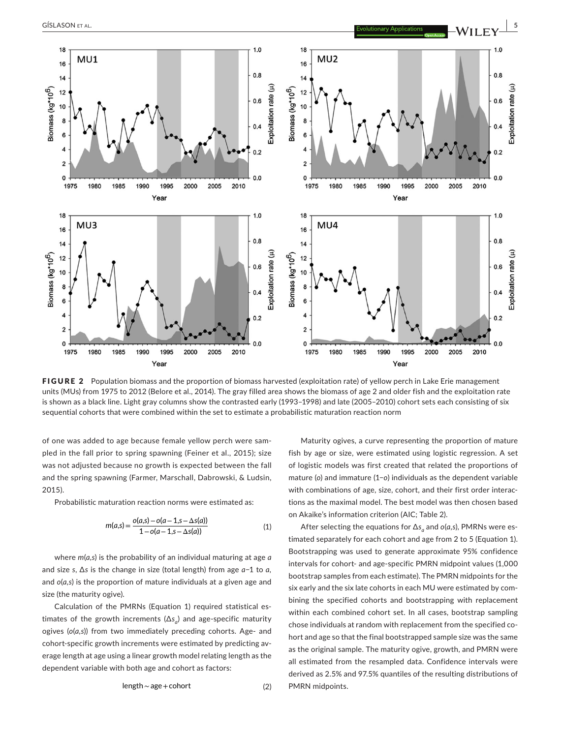FIGURE 2 Population biomass and the proportion of biomass harvested (exploitation rate) of yellow perch in Lake Erie management units (MUs) from 1975 to 2012 (Belore et al., 2014). The gray filled area shows the biomass of age 2 and older fish and the exploitation rate is shown as a black line. Light gray columns show the contrasted early (1993–1998) and late (2005–2010) cohort sets each consisting of six sequential cohorts that were combined within the set to estimate a probabilistic maturation reaction norm

of one was added to age because female yellow perch were sampled in the fall prior to spring spawning (Feiner et al., 2015); size was not adjusted because no growth is expected between the fall and the spring spawning (Farmer, Marschall, Dabrowski, & Ludsin, 2015).

Probabilistic maturation reaction norms were estimated as:

$$m(a,s) = \frac{o(a,s) - o(a-1, s-\Delta s(a))}{1 - o(a-1, s-\Delta s(a))} \tag{1}$$

where $m(a,s)$ is the probability of an individual maturing at age $a$ and size $s$, $\Delta s$ is the change in size (total length) from age $a-1$ to $a$, and $o(a,s)$ is the proportion of mature individuals at a given age and size (the maturity ogive).

Calculation of the PMRNs (Equation 1) required statistical estimates of the growth increments ($\Delta s_a$) and age-specific maturity ogives ($o(a,s)$) from two immediately preceding cohorts. Age- and cohort-specific growth increments were estimated by predicting average length at age using a linear growth model relating length as the dependent variable with both age and cohort as factors:

$$\text{length} \sim \text{age} + \text{cohort} \tag{2}$$

Maturity ogives, a curve representing the proportion of mature fish by age or size, were estimated using logistic regression. A set of logistic models was first created that related the proportions of mature ($o$) and immature ($1-o$) individuals as the dependent variable with combinations of age, size, cohort, and their first order interactions as the maximal model. The best model was then chosen based on Akaike's information criterion (AIC; Table 2).

After selecting the equations for $\Delta s_a$ and $o(a,s)$, PMRNs were estimated separately for each cohort and age from 2 to 5 (Equation 1). Bootstrapping was used to generate approximate 95% confidence intervals for cohort- and age-specific PMRN midpoint values (1,000 bootstrap samples from each estimate). The PMRN midpoints for the six early and the six late cohorts in each MU were estimated by combining the specified cohorts and bootstrapping with replacement within each combined cohort set. In all cases, bootstrap sampling chose individuals at random with replacement from the specified cohort and age so that the final bootstrapped sample size was the same as the original sample. The maturity ogive, growth, and PMRN were all estimated from the resampled data. Confidence intervals were derived as 2.5% and 97.5% quantiles of the resulting distributions of PMRN midpoints.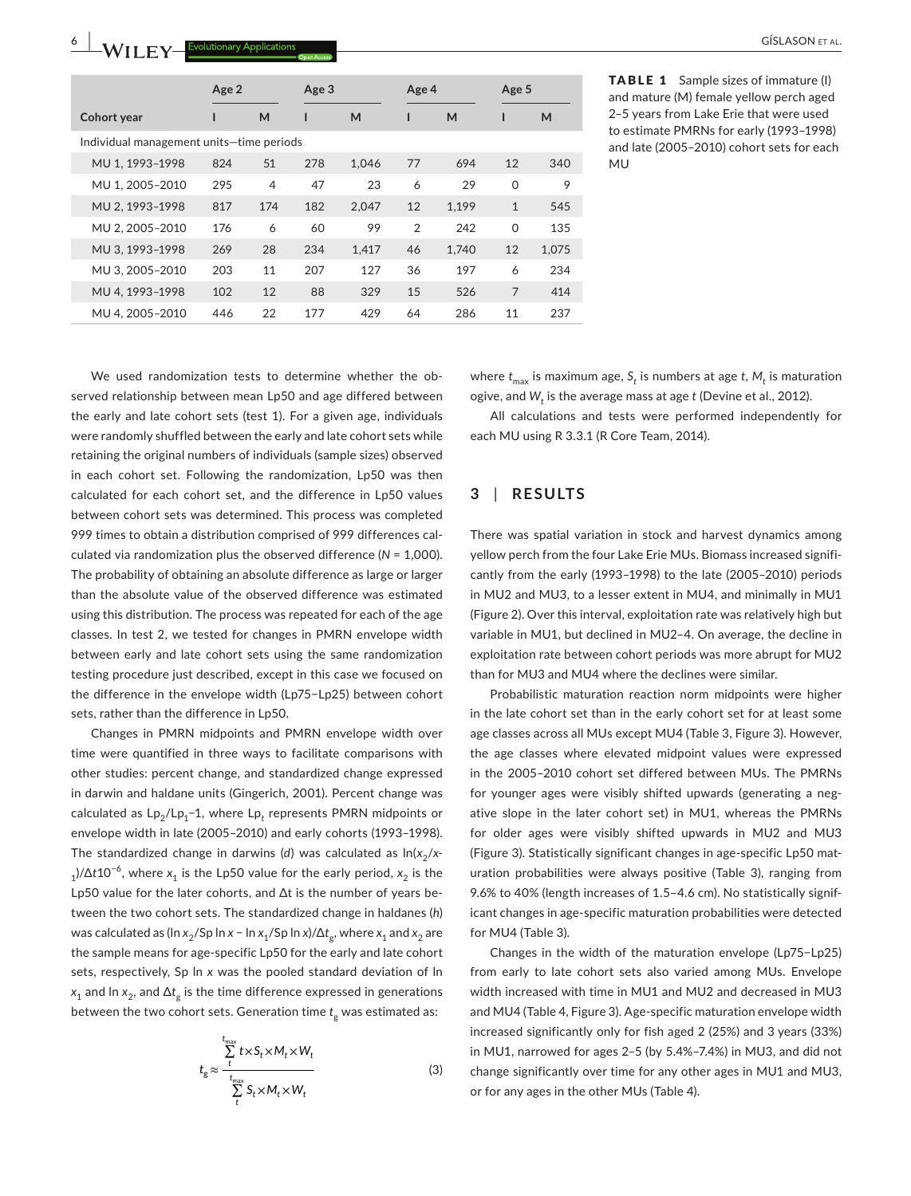**TABLE 1** Sample sizes of immature (I) and mature (M) female yellow perch aged 2–5 years from Lake Erie that were used to estimate PMRNs for early (1993–1998) and late (2005–2010) cohort sets for each MU

| Cohort year | Age 2 | | Age 3 | | Age 4 | | Age 5 | |
|---|---|---|---|---|---|---|---|---|
| | I | M | I | M | I | M | I | M |
| Individual management units—time periods | | | | | | | | |
| MU 1, 1993–1998 | 824 | 51 | 278 | 1,046 | 77 | 694 | 12 | 340 |
| MU 1, 2005–2010 | 295 | 4 | 47 | 23 | 6 | 29 | 0 | 9 |
| MU 2, 1993–1998 | 817 | 174 | 182 | 2,047 | 12 | 1,199 | 1 | 545 |
| MU 2, 2005–2010 | 176 | 6 | 60 | 99 | 2 | 242 | 0 | 135 |
| MU 3, 1993–1998 | 269 | 28 | 234 | 1,417 | 46 | 1,740 | 12 | 1,075 |
| MU 3, 2005–2010 | 203 | 11 | 207 | 127 | 36 | 197 | 6 | 234 |
| MU 4, 1993–1998 | 102 | 12 | 88 | 329 | 15 | 526 | 7 | 414 |
| MU 4, 2005–2010 | 446 | 22 | 177 | 429 | 64 | 286 | 11 | 237 |

We used randomization tests to determine whether the observed relationship between mean Lp50 and age differed between the early and late cohort sets (test 1). For a given age, individuals were randomly shuffled between the early and late cohort sets while retaining the original numbers of individuals (sample sizes) observed in each cohort set. Following the randomization, Lp50 was then calculated for each cohort set, and the difference in Lp50 values between cohort sets was determined. This process was completed 999 times to obtain a distribution comprised of 999 differences calculated via randomization plus the observed difference ($N$ = 1,000). The probability of obtaining an absolute difference as large or larger than the absolute value of the observed difference was estimated using this distribution. The process was repeated for each of the age classes. In test 2, we tested for changes in PMRN envelope width between early and late cohort sets using the same randomization testing procedure just described, except in this case we focused on the difference in the envelope width (Lp75−Lp25) between cohort sets, rather than the difference in Lp50.

Changes in PMRN midpoints and PMRN envelope width over time were quantified in three ways to facilitate comparisons with other studies: percent change, and standardized change expressed in darwin and haldane units (Gingerich, 2001). Percent change was calculated as $\text{Lp}_2/\text{Lp}_1-1$, where $\text{Lp}_t$ represents PMRN midpoints or envelope width in late (2005–2010) and early cohorts (1993–1998). The standardized change in darwins ($d$) was calculated as $\ln(x_2/x_1)/\Delta t10^{-6}$, where $x_1$ is the Lp50 value for the early period, $x_2$ is the Lp50 value for the later cohorts, and Δt is the number of years between the two cohort sets. The standardized change in haldanes ($h$) was calculated as $(\ln x_2/\text{Sp}\ln x - \ln x_1/\text{Sp}\ln x)/\Delta t_g$, where $x_1$ and $x_2$ are the sample means for age-specific Lp50 for the early and late cohort sets, respectively, Sp ln $x$ was the pooled standard deviation of ln $x_1$ and ln $x_2$, and $\Delta t_g$ is the time difference expressed in generations between the two cohort sets. Generation time $t_g$ was estimated as:

$$t_g \approx \frac{\sum_{t}^{t_{max}} t \times S_t \times M_t \times W_t}{\sum_{t}^{t_{max}} S_t \times M_t \times W_t} \tag{3}$$

where $t_{max}$ is maximum age, $S_t$ is numbers at age $t$, $M_t$ is maturation ogive, and $W_t$ is the average mass at age $t$ (Devine et al., 2012).

All calculations and tests were performed independently for each MU using R 3.3.1 (R Core Team, 2014).

## 3 | RESULTS

There was spatial variation in stock and harvest dynamics among yellow perch from the four Lake Erie MUs. Biomass increased significantly from the early (1993–1998) to the late (2005–2010) periods in MU2 and MU3, to a lesser extent in MU4, and minimally in MU1 (Figure 2). Over this interval, exploitation rate was relatively high but variable in MU1, but declined in MU2–4. On average, the decline in exploitation rate between cohort periods was more abrupt for MU2 than for MU3 and MU4 where the declines were similar.

Probabilistic maturation reaction norm midpoints were higher in the late cohort set than in the early cohort set for at least some age classes across all MUs except MU4 (Table 3, Figure 3). However, the age classes where elevated midpoint values were expressed in the 2005–2010 cohort set differed between MUs. The PMRNs for younger ages were visibly shifted upwards (generating a negative slope in the later cohort set) in MU1, whereas the PMRNs for older ages were visibly shifted upwards in MU2 and MU3 (Figure 3). Statistically significant changes in age-specific Lp50 maturation probabilities were always positive (Table 3), ranging from 9.6% to 40% (length increases of 1.5–4.6 cm). No statistically significant changes in age-specific maturation probabilities were detected for MU4 (Table 3).

Changes in the width of the maturation envelope (Lp75−Lp25) from early to late cohort sets also varied among MUs. Envelope width increased with time in MU1 and MU2 and decreased in MU3 and MU4 (Table 4, Figure 3). Age-specific maturation envelope width increased significantly only for fish aged 2 (25%) and 3 years (33%) in MU1, narrowed for ages 2–5 (by 5.4%–7.4%) in MU3, and did not change significantly over time for any other ages in MU1 and MU3, or for any ages in the other MUs (Table 4).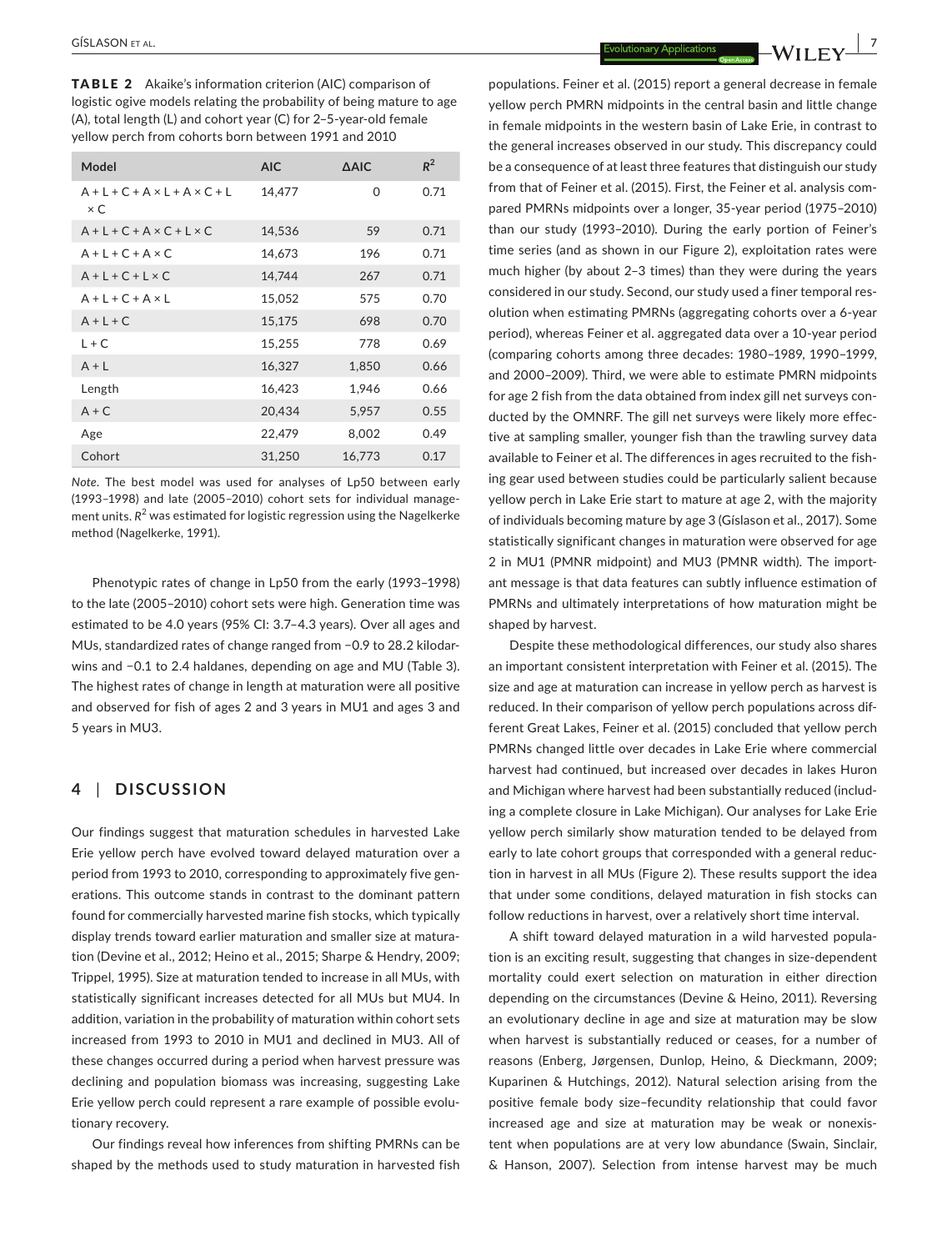**TABLE 2** Akaike's information criterion (AIC) comparison of logistic ogive models relating the probability of being mature to age (A), total length (L) and cohort year (C) for 2–5-year-old female yellow perch from cohorts born between 1991 and 2010

| Model | AIC | ΔAIC | $R^2$ |
|---|---|---|---|
| A + L + C + A × L + A × C + L × C | 14,477 | 0 | 0.71 |
| A + L + C + A × C + L × C | 14,536 | 59 | 0.71 |
| A + L + C + A × C | 14,673 | 196 | 0.71 |
| A + L + C + L × C | 14,744 | 267 | 0.71 |
| A + L + C + A × L | 15,052 | 575 | 0.70 |
| A + L + C | 15,175 | 698 | 0.70 |
| L + C | 15,255 | 778 | 0.69 |
| A + L | 16,327 | 1,850 | 0.66 |
| Length | 16,423 | 1,946 | 0.66 |
| A + C | 20,434 | 5,957 | 0.55 |
| Age | 22,479 | 8,002 | 0.49 |
| Cohort | 31,250 | 16,773 | 0.17 |

*Note*. The best model was used for analyses of Lp50 between early (1993–1998) and late (2005–2010) cohort sets for individual management units. $R^2$ was estimated for logistic regression using the Nagelkerke method (Nagelkerke, 1991).

Phenotypic rates of change in Lp50 from the early (1993–1998) to the late (2005–2010) cohort sets were high. Generation time was estimated to be 4.0 years (95% CI: 3.7–4.3 years). Over all ages and MUs, standardized rates of change ranged from −0.9 to 28.2 kilodarwins and −0.1 to 2.4 haldanes, depending on age and MU (Table 3). The highest rates of change in length at maturation were all positive and observed for fish of ages 2 and 3 years in MU1 and ages 3 and 5 years in MU3.

## 4 | DISCUSSION

Our findings suggest that maturation schedules in harvested Lake Erie yellow perch have evolved toward delayed maturation over a period from 1993 to 2010, corresponding to approximately five generations. This outcome stands in contrast to the dominant pattern found for commercially harvested marine fish stocks, which typically display trends toward earlier maturation and smaller size at maturation (Devine et al., 2012; Heino et al., 2015; Sharpe & Hendry, 2009; Trippel, 1995). Size at maturation tended to increase in all MUs, with statistically significant increases detected for all MUs but MU4. In addition, variation in the probability of maturation within cohort sets increased from 1993 to 2010 in MU1 and declined in MU3. All of these changes occurred during a period when harvest pressure was declining and population biomass was increasing, suggesting Lake Erie yellow perch could represent a rare example of possible evolutionary recovery.

Our findings reveal how inferences from shifting PMRNs can be shaped by the methods used to study maturation in harvested fish populations. Feiner et al. (2015) report a general decrease in female yellow perch PMRN midpoints in the central basin and little change in female midpoints in the western basin of Lake Erie, in contrast to the general increases observed in our study. This discrepancy could be a consequence of at least three features that distinguish our study from that of Feiner et al. (2015). First, the Feiner et al. analysis compared PMRNs midpoints over a longer, 35-year period (1975–2010) than our study (1993–2010). During the early portion of Feiner's time series (and as shown in our Figure 2), exploitation rates were much higher (by about 2–3 times) than they were during the years considered in our study. Second, our study used a finer temporal resolution when estimating PMRNs (aggregating cohorts over a 6-year period), whereas Feiner et al. aggregated data over a 10-year period (comparing cohorts among three decades: 1980–1989, 1990–1999, and 2000–2009). Third, we were able to estimate PMRN midpoints for age 2 fish from the data obtained from index gill net surveys conducted by the OMNRF. The gill net surveys were likely more effective at sampling smaller, younger fish than the trawling survey data available to Feiner et al. The differences in ages recruited to the fishing gear used between studies could be particularly salient because yellow perch in Lake Erie start to mature at age 2, with the majority of individuals becoming mature by age 3 (Gíslason et al., 2017). Some statistically significant changes in maturation were observed for age 2 in MU1 (PMNR midpoint) and MU3 (PMNR width). The important message is that data features can subtly influence estimation of PMRNs and ultimately interpretations of how maturation might be shaped by harvest.

Despite these methodological differences, our study also shares an important consistent interpretation with Feiner et al. (2015). The size and age at maturation can increase in yellow perch as harvest is reduced. In their comparison of yellow perch populations across different Great Lakes, Feiner et al. (2015) concluded that yellow perch PMRNs changed little over decades in Lake Erie where commercial harvest had continued, but increased over decades in lakes Huron and Michigan where harvest had been substantially reduced (including a complete closure in Lake Michigan). Our analyses for Lake Erie yellow perch similarly show maturation tended to be delayed from early to late cohort groups that corresponded with a general reduction in harvest in all MUs (Figure 2). These results support the idea that under some conditions, delayed maturation in fish stocks can follow reductions in harvest, over a relatively short time interval.

A shift toward delayed maturation in a wild harvested population is an exciting result, suggesting that changes in size-dependent mortality could exert selection on maturation in either direction depending on the circumstances (Devine & Heino, 2011). Reversing an evolutionary decline in age and size at maturation may be slow when harvest is substantially reduced or ceases, for a number of reasons (Enberg, Jørgensen, Dunlop, Heino, & Dieckmann, 2009; Kuparinen & Hutchings, 2012). Natural selection arising from the positive female body size–fecundity relationship that could favor increased age and size at maturation may be weak or nonexistent when populations are at very low abundance (Swain, Sinclair, & Hanson, 2007). Selection from intense harvest may be much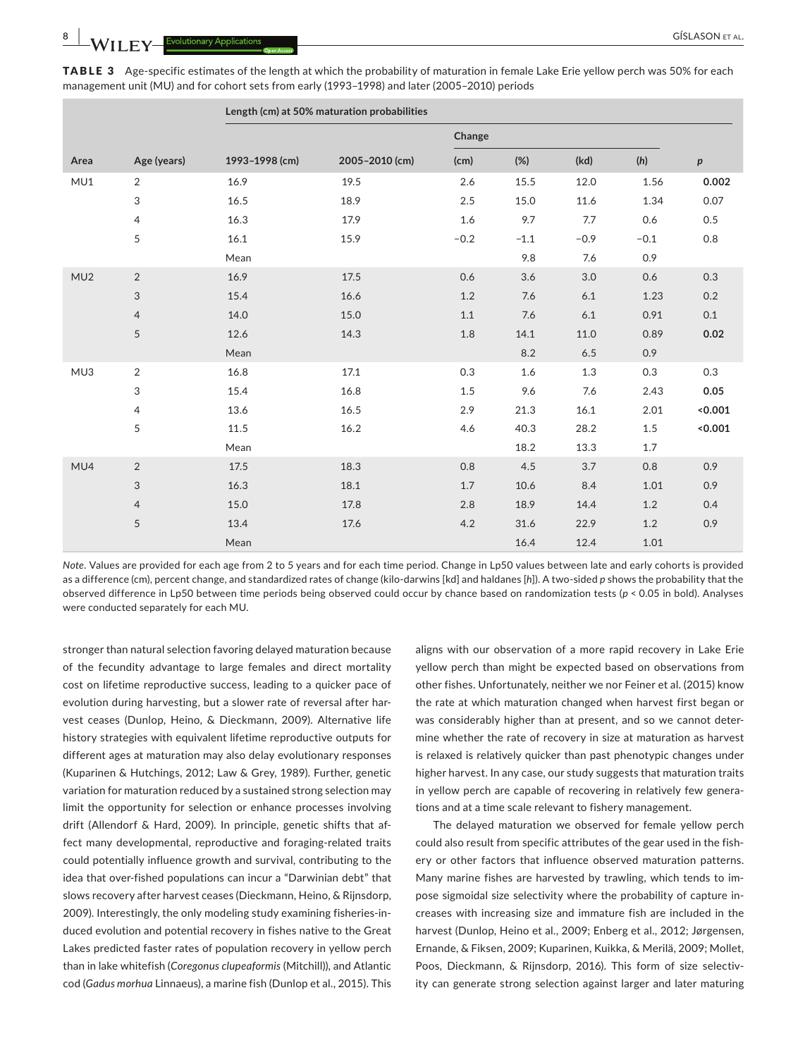**TABLE 3** Age-specific estimates of the length at which the probability of maturation in female Lake Erie yellow perch was 50% for each management unit (MU) and for cohort sets from early (1993–1998) and later (2005–2010) periods

| Area | Age (years) | Length (cm) at 50% maturation probabilities | | | | | | |
|---|---|---|---|---|---|---|---|---|
| | | | | Change | | | | |
| | | 1993–1998 (cm) | 2005–2010 (cm) | (cm) | (%) | (kd) | (*h*) | *p* |
| MU1 | 2 | 16.9 | 19.5 | 2.6 | 15.5 | 12.0 | 1.56 | **0.002** |
| | 3 | 16.5 | 18.9 | 2.5 | 15.0 | 11.6 | 1.34 | 0.07 |
| | 4 | 16.3 | 17.9 | 1.6 | 9.7 | 7.7 | 0.6 | 0.5 |
| | 5 | 16.1 | 15.9 | −0.2 | −1.1 | −0.9 | −0.1 | 0.8 |
| | | Mean | | | 9.8 | 7.6 | 0.9 | |
| MU2 | 2 | 16.9 | 17.5 | 0.6 | 3.6 | 3.0 | 0.6 | 0.3 |
| | 3 | 15.4 | 16.6 | 1.2 | 7.6 | 6.1 | 1.23 | 0.2 |
| | 4 | 14.0 | 15.0 | 1.1 | 7.6 | 6.1 | 0.91 | 0.1 |
| | 5 | 12.6 | 14.3 | 1.8 | 14.1 | 11.0 | 0.89 | **0.02** |
| | | Mean | | | 8.2 | 6.5 | 0.9 | |
| MU3 | 2 | 16.8 | 17.1 | 0.3 | 1.6 | 1.3 | 0.3 | 0.3 |
| | 3 | 15.4 | 16.8 | 1.5 | 9.6 | 7.6 | 2.43 | **0.05** |
| | 4 | 13.6 | 16.5 | 2.9 | 21.3 | 16.1 | 2.01 | **<0.001** |
| | 5 | 11.5 | 16.2 | 4.6 | 40.3 | 28.2 | 1.5 | **<0.001** |
| | | Mean | | | 18.2 | 13.3 | 1.7 | |
| MU4 | 2 | 17.5 | 18.3 | 0.8 | 4.5 | 3.7 | 0.8 | 0.9 |
| | 3 | 16.3 | 18.1 | 1.7 | 10.6 | 8.4 | 1.01 | 0.9 |
| | 4 | 15.0 | 17.8 | 2.8 | 18.9 | 14.4 | 1.2 | 0.4 |
| | 5 | 13.4 | 17.6 | 4.2 | 31.6 | 22.9 | 1.2 | 0.9 |
| | | Mean | | | 16.4 | 12.4 | 1.01 | |

*Note*. Values are provided for each age from 2 to 5 years and for each time period. Change in Lp50 values between late and early cohorts is provided as a difference (cm), percent change, and standardized rates of change (kilo-darwins [kd] and haldanes [*h*]). A two-sided *p* shows the probability that the observed difference in Lp50 between time periods being observed could occur by chance based on randomization tests ($p < 0.05$ in bold). Analyses were conducted separately for each MU.

stronger than natural selection favoring delayed maturation because of the fecundity advantage to large females and direct mortality cost on lifetime reproductive success, leading to a quicker pace of evolution during harvesting, but a slower rate of reversal after harvest ceases (Dunlop, Heino, & Dieckmann, 2009). Alternative life history strategies with equivalent lifetime reproductive outputs for different ages at maturation may also delay evolutionary responses (Kuparinen & Hutchings, 2012; Law & Grey, 1989). Further, genetic variation for maturation reduced by a sustained strong selection may limit the opportunity for selection or enhance processes involving drift (Allendorf & Hard, 2009). In principle, genetic shifts that affect many developmental, reproductive and foraging-related traits could potentially influence growth and survival, contributing to the idea that over-fished populations can incur a "Darwinian debt" that slows recovery after harvest ceases (Dieckmann, Heino, & Rijnsdorp, 2009). Interestingly, the only modeling study examining fisheries-induced evolution and potential recovery in fishes native to the Great Lakes predicted faster rates of population recovery in yellow perch than in lake whitefish (*Coregonus clupeaformis* (Mitchill)), and Atlantic cod (*Gadus morhua* Linnaeus), a marine fish (Dunlop et al., 2015). This aligns with our observation of a more rapid recovery in Lake Erie yellow perch than might be expected based on observations from other fishes. Unfortunately, neither we nor Feiner et al. (2015) know the rate at which maturation changed when harvest first began or was considerably higher than at present, and so we cannot determine whether the rate of recovery in size at maturation as harvest is relaxed is relatively quicker than past phenotypic changes under higher harvest. In any case, our study suggests that maturation traits in yellow perch are capable of recovering in relatively few generations and at a time scale relevant to fishery management.

The delayed maturation we observed for female yellow perch could also result from specific attributes of the gear used in the fishery or other factors that influence observed maturation patterns. Many marine fishes are harvested by trawling, which tends to impose sigmoidal size selectivity where the probability of capture increases with increasing size and immature fish are included in the harvest (Dunlop, Heino et al., 2009; Enberg et al., 2012; Jørgensen, Ernande, & Fiksen, 2009; Kuparinen, Kuikka, & Merilä, 2009; Mollet, Poos, Dieckmann, & Rijnsdorp, 2016). This form of size selectivity can generate strong selection against larger and later maturing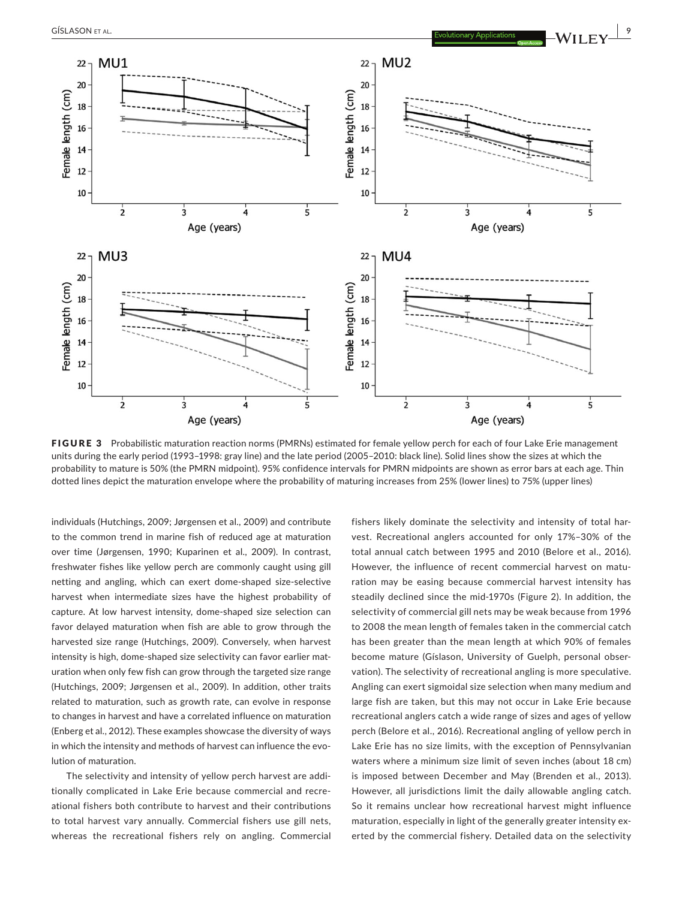FIGURE 3 Probabilistic maturation reaction norms (PMRNs) estimated for female yellow perch for each of four Lake Erie management units during the early period (1993–1998: gray line) and the late period (2005–2010: black line). Solid lines show the sizes at which the probability to mature is 50% (the PMRN midpoint). 95% confidence intervals for PMRN midpoints are shown as error bars at each age. Thin dotted lines depict the maturation envelope where the probability of maturing increases from 25% (lower lines) to 75% (upper lines)

individuals (Hutchings, 2009; Jørgensen et al., 2009) and contribute to the common trend in marine fish of reduced age at maturation over time (Jørgensen, 1990; Kuparinen et al., 2009). In contrast, freshwater fishes like yellow perch are commonly caught using gill netting and angling, which can exert dome-shaped size-selective harvest when intermediate sizes have the highest probability of capture. At low harvest intensity, dome-shaped size selection can favor delayed maturation when fish are able to grow through the harvested size range (Hutchings, 2009). Conversely, when harvest intensity is high, dome-shaped size selectivity can favor earlier maturation when only few fish can grow through the targeted size range (Hutchings, 2009; Jørgensen et al., 2009). In addition, other traits related to maturation, such as growth rate, can evolve in response to changes in harvest and have a correlated influence on maturation (Enberg et al., 2012). These examples showcase the diversity of ways in which the intensity and methods of harvest can influence the evolution of maturation.

The selectivity and intensity of yellow perch harvest are additionally complicated in Lake Erie because commercial and recreational fishers both contribute to harvest and their contributions to total harvest vary annually. Commercial fishers use gill nets, whereas the recreational fishers rely on angling. Commercial fishers likely dominate the selectivity and intensity of total harvest. Recreational anglers accounted for only 17%–30% of the total annual catch between 1995 and 2010 (Belore et al., 2016). However, the influence of recent commercial harvest on maturation may be easing because commercial harvest intensity has steadily declined since the mid-1970s (Figure 2). In addition, the selectivity of commercial gill nets may be weak because from 1996 to 2008 the mean length of females taken in the commercial catch has been greater than the mean length at which 90% of females become mature (Gíslason, University of Guelph, personal observation). The selectivity of recreational angling is more speculative. Angling can exert sigmoidal size selection when many medium and large fish are taken, but this may not occur in Lake Erie because recreational anglers catch a wide range of sizes and ages of yellow perch (Belore et al., 2016). Recreational angling of yellow perch in Lake Erie has no size limits, with the exception of Pennsylvanian waters where a minimum size limit of seven inches (about 18 cm) is imposed between December and May (Brenden et al., 2013). However, all jurisdictions limit the daily allowable angling catch. So it remains unclear how recreational harvest might influence maturation, especially in light of the generally greater intensity exerted by the commercial fishery. Detailed data on the selectivity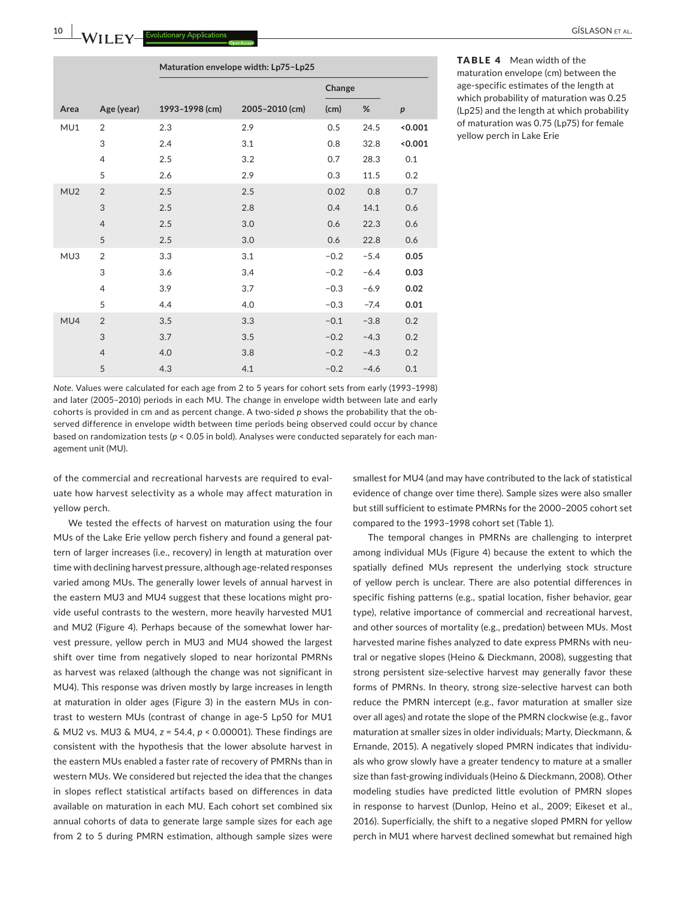**TABLE 4** Mean width of the maturation envelope (cm) between the age-specific estimates of the length at which probability of maturation was 0.25 (Lp25) and the length at which probability of maturation was 0.75 (Lp75) for female yellow perch in Lake Erie

| | | Maturation envelope width: Lp75–Lp25 | | | | |
|---|---|---|---|---|---|---|
| | | | | Change | | |
| Area | Age (year) | 1993–1998 (cm) | 2005–2010 (cm) | (cm) | % | *p* |
| MU1 | 2 | 2.3 | 2.9 | 0.5 | 24.5 | **<0.001** |
| | 3 | 2.4 | 3.1 | 0.8 | 32.8 | **<0.001** |
| | 4 | 2.5 | 3.2 | 0.7 | 28.3 | 0.1 |
| | 5 | 2.6 | 2.9 | 0.3 | 11.5 | 0.2 |
| MU2 | 2 | 2.5 | 2.5 | 0.02 | 0.8 | 0.7 |
| | 3 | 2.5 | 2.8 | 0.4 | 14.1 | 0.6 |
| | 4 | 2.5 | 3.0 | 0.6 | 22.3 | 0.6 |
| | 5 | 2.5 | 3.0 | 0.6 | 22.8 | 0.6 |
| MU3 | 2 | 3.3 | 3.1 | −0.2 | −5.4 | **0.05** |
| | 3 | 3.6 | 3.4 | −0.2 | −6.4 | **0.03** |
| | 4 | 3.9 | 3.7 | −0.3 | −6.9 | **0.02** |
| | 5 | 4.4 | 4.0 | −0.3 | −7.4 | **0.01** |
| MU4 | 2 | 3.5 | 3.3 | −0.1 | −3.8 | 0.2 |
| | 3 | 3.7 | 3.5 | −0.2 | −4.3 | 0.2 |
| | 4 | 4.0 | 3.8 | −0.2 | −4.3 | 0.2 |
| | 5 | 4.3 | 4.1 | −0.2 | −4.6 | 0.1 |

*Note*. Values were calculated for each age from 2 to 5 years for cohort sets from early (1993–1998) and later (2005–2010) periods in each MU. The change in envelope width between late and early cohorts is provided in cm and as percent change. A two-sided *p* shows the probability that the observed difference in envelope width between time periods being observed could occur by chance based on randomization tests ($p < 0.05$ in bold). Analyses were conducted separately for each management unit (MU).

of the commercial and recreational harvests are required to evaluate how harvest selectivity as a whole may affect maturation in yellow perch.

We tested the effects of harvest on maturation using the four MUs of the Lake Erie yellow perch fishery and found a general pattern of larger increases (i.e., recovery) in length at maturation over time with declining harvest pressure, although age-related responses varied among MUs. The generally lower levels of annual harvest in the eastern MU3 and MU4 suggest that these locations might provide useful contrasts to the western, more heavily harvested MU1 and MU2 (Figure 4). Perhaps because of the somewhat lower harvest pressure, yellow perch in MU3 and MU4 showed the largest shift over time from negatively sloped to near horizontal PMRNs as harvest was relaxed (although the change was not significant in MU4). This response was driven mostly by large increases in length at maturation in older ages (Figure 3) in the eastern MUs in contrast to western MUs (contrast of change in age-5 Lp50 for MU1 & MU2 vs. MU3 & MU4, $z = 54.4$, $p < 0.00001$). These findings are consistent with the hypothesis that the lower absolute harvest in the eastern MUs enabled a faster rate of recovery of PMRNs than in western MUs. We considered but rejected the idea that the changes in slopes reflect statistical artifacts based on differences in data available on maturation in each MU. Each cohort set combined six annual cohorts of data to generate large sample sizes for each age from 2 to 5 during PMRN estimation, although sample sizes were smallest for MU4 (and may have contributed to the lack of statistical evidence of change over time there). Sample sizes were also smaller but still sufficient to estimate PMRNs for the 2000–2005 cohort set compared to the 1993–1998 cohort set (Table 1).

The temporal changes in PMRNs are challenging to interpret among individual MUs (Figure 4) because the extent to which the spatially defined MUs represent the underlying stock structure of yellow perch is unclear. There are also potential differences in specific fishing patterns (e.g., spatial location, fisher behavior, gear type), relative importance of commercial and recreational harvest, and other sources of mortality (e.g., predation) between MUs. Most harvested marine fishes analyzed to date express PMRNs with neutral or negative slopes (Heino & Dieckmann, 2008), suggesting that strong persistent size-selective harvest may generally favor these forms of PMRNs. In theory, strong size-selective harvest can both reduce the PMRN intercept (e.g., favor maturation at smaller size over all ages) and rotate the slope of the PMRN clockwise (e.g., favor maturation at smaller sizes in older individuals; Marty, Dieckmann, & Ernande, 2015). A negatively sloped PMRN indicates that individuals who grow slowly have a greater tendency to mature at a smaller size than fast-growing individuals (Heino & Dieckmann, 2008). Other modeling studies have predicted little evolution of PMRN slopes in response to harvest (Dunlop, Heino et al., 2009; Eikeset et al., 2016). Superficially, the shift to a negative sloped PMRN for yellow perch in MU1 where harvest declined somewhat but remained high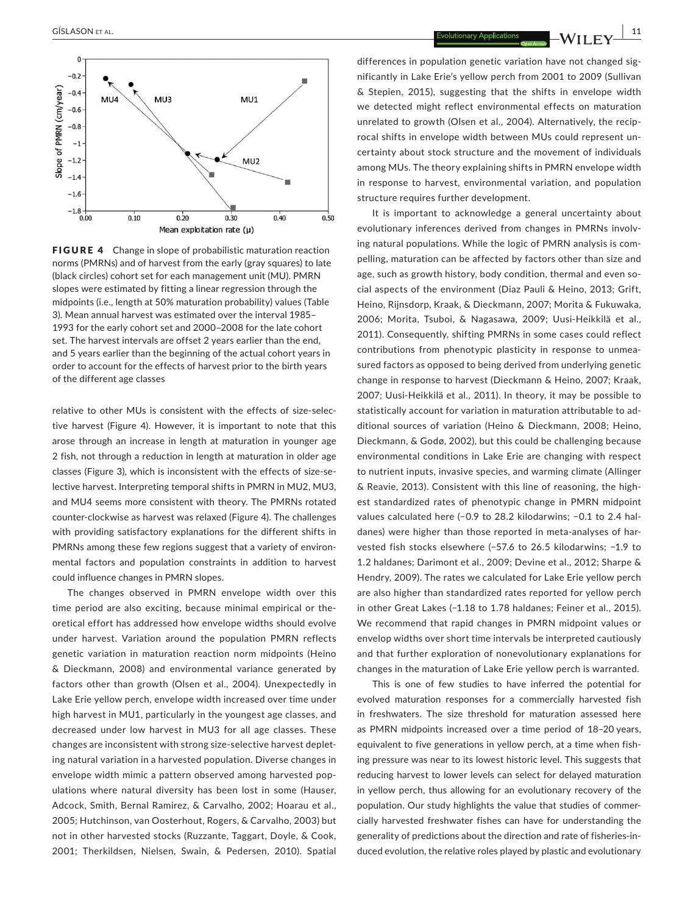**FIGURE 4** Change in slope of probabilistic maturation reaction norms (PMRNs) and of harvest from the early (gray squares) to late (black circles) cohort set for each management unit (MU). PMRN slopes were estimated by fitting a linear regression through the midpoints (i.e., length at 50% maturation probability) values (Table 3). Mean annual harvest was estimated over the interval 1985–1993 for the early cohort set and 2000–2008 for the late cohort set. The harvest intervals are offset 2 years earlier than the end, and 5 years earlier than the beginning of the actual cohort years in order to account for the effects of harvest prior to the birth years of the different age classes

relative to other MUs is consistent with the effects of size-selective harvest (Figure 4). However, it is important to note that this arose through an increase in length at maturation in younger age 2 fish, not through a reduction in length at maturation in older age classes (Figure 3), which is inconsistent with the effects of size-selective harvest. Interpreting temporal shifts in PMRN in MU2, MU3, and MU4 seems more consistent with theory. The PMRNs rotated counter-clockwise as harvest was relaxed (Figure 4). The challenges with providing satisfactory explanations for the different shifts in PMRNs among these few regions suggest that a variety of environmental factors and population constraints in addition to harvest could influence changes in PMRN slopes.

The changes observed in PMRN envelope width over this time period are also exciting, because minimal empirical or theoretical effort has addressed how envelope widths should evolve under harvest. Variation around the population PMRN reflects genetic variation in maturation reaction norm midpoints (Heino & Dieckmann, 2008) and environmental variance generated by factors other than growth (Olsen et al., 2004). Unexpectedly in Lake Erie yellow perch, envelope width increased over time under high harvest in MU1, particularly in the youngest age classes, and decreased under low harvest in MU3 for all age classes. These changes are inconsistent with strong size-selective harvest depleting natural variation in a harvested population. Diverse changes in envelope width mimic a pattern observed among harvested populations where natural diversity has been lost in some (Hauser, Adcock, Smith, Bernal Ramirez, & Carvalho, 2002; Hoarau et al., 2005; Hutchinson, van Oosterhout, Rogers, & Carvalho, 2003) but not in other harvested stocks (Ruzzante, Taggart, Doyle, & Cook, 2001; Therkildsen, Nielsen, Swain, & Pedersen, 2010). Spatial differences in population genetic variation have not changed significantly in Lake Erie's yellow perch from 2001 to 2009 (Sullivan & Stepien, 2015), suggesting that the shifts in envelope width we detected might reflect environmental effects on maturation unrelated to growth (Olsen et al., 2004). Alternatively, the reciprocal shifts in envelope width between MUs could represent uncertainty about stock structure and the movement of individuals among MUs. The theory explaining shifts in PMRN envelope width in response to harvest, environmental variation, and population structure requires further development.

It is important to acknowledge a general uncertainty about evolutionary inferences derived from changes in PMRNs involving natural populations. While the logic of PMRN analysis is compelling, maturation can be affected by factors other than size and age, such as growth history, body condition, thermal and even social aspects of the environment (Diaz Pauli & Heino, 2013; Grift, Heino, Rijnsdorp, Kraak, & Dieckmann, 2007; Morita & Fukuwaka, 2006; Morita, Tsuboi, & Nagasawa, 2009; Uusi-Heikkilä et al., 2011). Consequently, shifting PMRNs in some cases could reflect contributions from phenotypic plasticity in response to unmeasured factors as opposed to being derived from underlying genetic change in response to harvest (Dieckmann & Heino, 2007; Kraak, 2007; Uusi-Heikkilä et al., 2011). In theory, it may be possible to statistically account for variation in maturation attributable to additional sources of variation (Heino & Dieckmann, 2008; Heino, Dieckmann, & Godø, 2002), but this could be challenging because environmental conditions in Lake Erie are changing with respect to nutrient inputs, invasive species, and warming climate (Allinger & Reavie, 2013). Consistent with this line of reasoning, the highest standardized rates of phenotypic change in PMRN midpoint values calculated here (−0.9 to 28.2 kilodarwins; −0.1 to 2.4 haldanes) were higher than those reported in meta-analyses of harvested fish stocks elsewhere (−57.6 to 26.5 kilodarwins; −1.9 to 1.2 haldanes; Darimont et al., 2009; Devine et al., 2012; Sharpe & Hendry, 2009). The rates we calculated for Lake Erie yellow perch are also higher than standardized rates reported for yellow perch in other Great Lakes (−1.18 to 1.78 haldanes; Feiner et al., 2015). We recommend that rapid changes in PMRN midpoint values or envelop widths over short time intervals be interpreted cautiously and that further exploration of nonevolutionary explanations for changes in the maturation of Lake Erie yellow perch is warranted.

This is one of few studies to have inferred the potential for evolved maturation responses for a commercially harvested fish in freshwaters. The size threshold for maturation assessed here as PMRN midpoints increased over a time period of 18–20 years, equivalent to five generations in yellow perch, at a time when fishing pressure was near to its lowest historic level. This suggests that reducing harvest to lower levels can select for delayed maturation in yellow perch, thus allowing for an evolutionary recovery of the population. Our study highlights the value that studies of commercially harvested freshwater fishes can have for understanding the generality of predictions about the direction and rate of fisheries-induced evolution, the relative roles played by plastic and evolutionary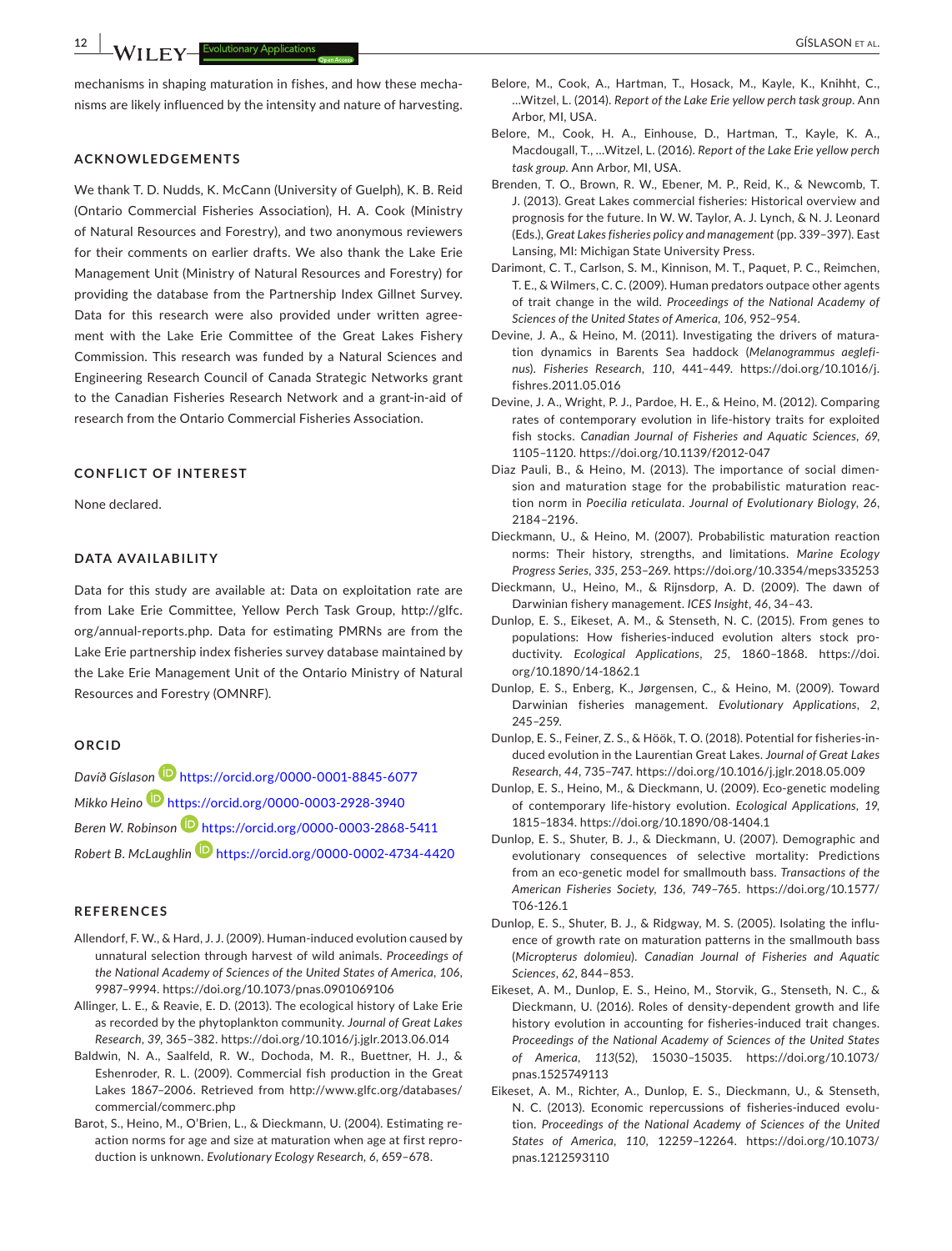mechanisms in shaping maturation in fishes, and how these mechanisms are likely influenced by the intensity and nature of harvesting.

## ACKNOWLEDGEMENTS

We thank T. D. Nudds, K. McCann (University of Guelph), K. B. Reid (Ontario Commercial Fisheries Association), H. A. Cook (Ministry of Natural Resources and Forestry), and two anonymous reviewers for their comments on earlier drafts. We also thank the Lake Erie Management Unit (Ministry of Natural Resources and Forestry) for providing the database from the Partnership Index Gillnet Survey. Data for this research were also provided under written agreement with the Lake Erie Committee of the Great Lakes Fishery Commission. This research was funded by a Natural Sciences and Engineering Research Council of Canada Strategic Networks grant to the Canadian Fisheries Research Network and a grant-in-aid of research from the Ontario Commercial Fisheries Association.

## CONFLICT OF INTEREST

None declared.

## DATA AVAILABILITY

Data for this study are available at: Data on exploitation rate are from Lake Erie Committee, Yellow Perch Task Group, http://glfc.org/annual-reports.php. Data for estimating PMRNs are from the Lake Erie partnership index fisheries survey database maintained by the Lake Erie Management Unit of the Ontario Ministry of Natural Resources and Forestry (OMNRF).

## ORCID

*Davíð Gíslason* https://orcid.org/0000-0001-8845-6077

*Mikko Heino* https://orcid.org/0000-0003-2928-3940

*Beren W. Robinson* https://orcid.org/0000-0003-2868-5411

*Robert B. McLaughlin* https://orcid.org/0000-0002-4734-4420

## REFERENCES

Allendorf, F. W., & Hard, J. J. (2009). Human-induced evolution caused by unnatural selection through harvest of wild animals. *Proceedings of the National Academy of Sciences of the United States of America*, *106*, 9987–9994. https://doi.org/10.1073/pnas.0901069106

Allinger, L. E., & Reavie, E. D. (2013). The ecological history of Lake Erie as recorded by the phytoplankton community. *Journal of Great Lakes Research*, *39*, 365–382. https://doi.org/10.1016/j.jglr.2013.06.014

Baldwin, N. A., Saalfeld, R. W., Dochoda, M. R., Buettner, H. J., & Eshenroder, R. L. (2009). Commercial fish production in the Great Lakes 1867–2006. Retrieved from http://www.glfc.org/databases/commercial/commerc.php

Barot, S., Heino, M., O'Brien, L., & Dieckmann, U. (2004). Estimating reaction norms for age and size at maturation when age at first reproduction is unknown. *Evolutionary Ecology Research*, *6*, 659–678.

Belore, M., Cook, A., Hartman, T., Hosack, M., Kayle, K., Knihht, C., …Witzel, L. (2014). *Report of the Lake Erie yellow perch task group*. Ann Arbor, MI, USA.

Belore, M., Cook, H. A., Einhouse, D., Hartman, T., Kayle, K. A., Macdougall, T., …Witzel, L. (2016). *Report of the Lake Erie yellow perch task group*. Ann Arbor, MI, USA.

Brenden, T. O., Brown, R. W., Ebener, M. P., Reid, K., & Newcomb, T. J. (2013). Great Lakes commercial fisheries: Historical overview and prognosis for the future. In W. W. Taylor, A. J. Lynch, & N. J. Leonard (Eds.), *Great Lakes fisheries policy and management* (pp. 339–397). East Lansing, MI: Michigan State University Press.

Darimont, C. T., Carlson, S. M., Kinnison, M. T., Paquet, P. C., Reimchen, T. E., & Wilmers, C. C. (2009). Human predators outpace other agents of trait change in the wild. *Proceedings of the National Academy of Sciences of the United States of America*, *106*, 952–954.

Devine, J. A., & Heino, M. (2011). Investigating the drivers of maturation dynamics in Barents Sea haddock (*Melanogrammus aeglefinus*). *Fisheries Research*, *110*, 441–449. https://doi.org/10.1016/j.fishres.2011.05.016

Devine, J. A., Wright, P. J., Pardoe, H. E., & Heino, M. (2012). Comparing rates of contemporary evolution in life-history traits for exploited fish stocks. *Canadian Journal of Fisheries and Aquatic Sciences*, *69*, 1105–1120. https://doi.org/10.1139/f2012-047

Diaz Pauli, B., & Heino, M. (2013). The importance of social dimension and maturation stage for the probabilistic maturation reaction norm in *Poecilia reticulata*. *Journal of Evolutionary Biology*, *26*, 2184–2196.

Dieckmann, U., & Heino, M. (2007). Probabilistic maturation reaction norms: Their history, strengths, and limitations. *Marine Ecology Progress Series*, *335*, 253–269. https://doi.org/10.3354/meps335253

Dieckmann, U., Heino, M., & Rijnsdorp, A. D. (2009). The dawn of Darwinian fishery management. *ICES Insight*, *46*, 34–43.

Dunlop, E. S., Eikeset, A. M., & Stenseth, N. C. (2015). From genes to populations: How fisheries-induced evolution alters stock productivity. *Ecological Applications*, *25*, 1860–1868. https://doi.org/10.1890/14-1862.1

Dunlop, E. S., Enberg, K., Jørgensen, C., & Heino, M. (2009). Toward Darwinian fisheries management. *Evolutionary Applications*, *2*, 245–259.

Dunlop, E. S., Feiner, Z. S., & Höök, T. O. (2018). Potential for fisheries-induced evolution in the Laurentian Great Lakes. *Journal of Great Lakes Research*, *44*, 735–747. https://doi.org/10.1016/j.jglr.2018.05.009

Dunlop, E. S., Heino, M., & Dieckmann, U. (2009). Eco-genetic modeling of contemporary life-history evolution. *Ecological Applications*, *19*, 1815–1834. https://doi.org/10.1890/08-1404.1

Dunlop, E. S., Shuter, B. J., & Dieckmann, U. (2007). Demographic and evolutionary consequences of selective mortality: Predictions from an eco-genetic model for smallmouth bass. *Transactions of the American Fisheries Society*, *136*, 749–765. https://doi.org/10.1577/T06-126.1

Dunlop, E. S., Shuter, B. J., & Ridgway, M. S. (2005). Isolating the influence of growth rate on maturation patterns in the smallmouth bass (*Micropterus dolomieu*). *Canadian Journal of Fisheries and Aquatic Sciences*, *62*, 844–853.

Eikeset, A. M., Dunlop, E. S., Heino, M., Storvik, G., Stenseth, N. C., & Dieckmann, U. (2016). Roles of density-dependent growth and life history evolution in accounting for fisheries-induced trait changes. *Proceedings of the National Academy of Sciences of the United States of America*, *113*(52), 15030–15035. https://doi.org/10.1073/pnas.1525749113

Eikeset, A. M., Richter, A., Dunlop, E. S., Dieckmann, U., & Stenseth, N. C. (2013). Economic repercussions of fisheries-induced evolution. *Proceedings of the National Academy of Sciences of the United States of America*, *110*, 12259–12264. https://doi.org/10.1073/pnas.1212593110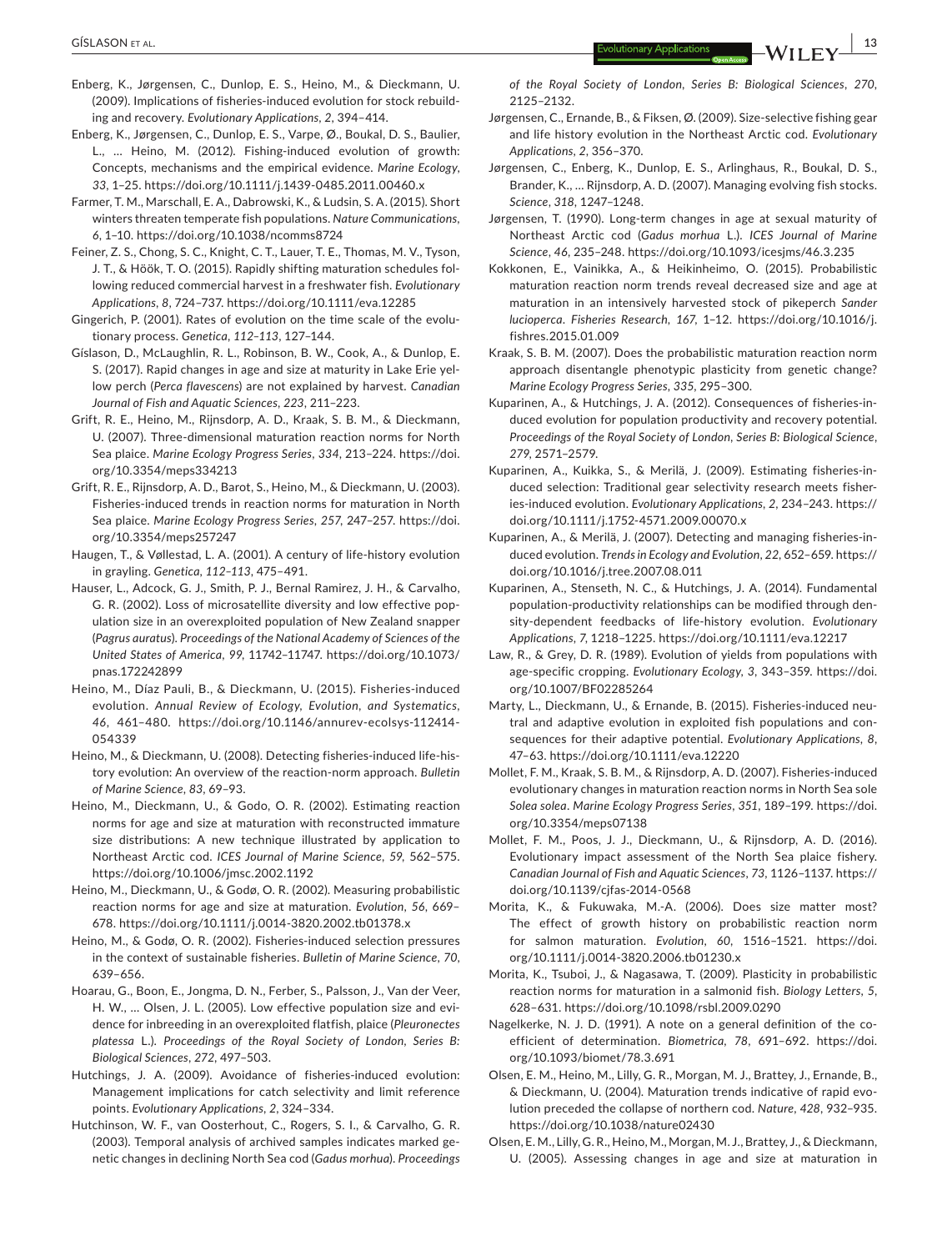Enberg, K., Jørgensen, C., Dunlop, E. S., Heino, M., & Dieckmann, U. (2009). Implications of fisheries-induced evolution for stock rebuilding and recovery. *Evolutionary Applications*, *2*, 394–414.

Enberg, K., Jørgensen, C., Dunlop, E. S., Varpe, Ø., Boukal, D. S., Baulier, L., … Heino, M. (2012). Fishing-induced evolution of growth: Concepts, mechanisms and the empirical evidence. *Marine Ecology*, *33*, 1–25. https://doi.org/10.1111/j.1439-0485.2011.00460.x

Farmer, T. M., Marschall, E. A., Dabrowski, K., & Ludsin, S. A. (2015). Short winters threaten temperate fish populations. *Nature Communications*, *6*, 1–10. https://doi.org/10.1038/ncomms8724

Feiner, Z. S., Chong, S. C., Knight, C. T., Lauer, T. E., Thomas, M. V., Tyson, J. T., & Höök, T. O. (2015). Rapidly shifting maturation schedules following reduced commercial harvest in a freshwater fish. *Evolutionary Applications*, *8*, 724–737. https://doi.org/10.1111/eva.12285

Gingerich, P. (2001). Rates of evolution on the time scale of the evolutionary process. *Genetica*, *112–113*, 127–144.

Gíslason, D., McLaughlin, R. L., Robinson, B. W., Cook, A., & Dunlop, E. S. (2017). Rapid changes in age and size at maturity in Lake Erie yellow perch (*Perca flavescens*) are not explained by harvest. *Canadian Journal of Fish and Aquatic Sciences*, *223*, 211–223.

Grift, R. E., Heino, M., Rijnsdorp, A. D., Kraak, S. B. M., & Dieckmann, U. (2007). Three-dimensional maturation reaction norms for North Sea plaice. *Marine Ecology Progress Series*, *334*, 213–224. https://doi.org/10.3354/meps334213

Grift, R. E., Rijnsdorp, A. D., Barot, S., Heino, M., & Dieckmann, U. (2003). Fisheries-induced trends in reaction norms for maturation in North Sea plaice. *Marine Ecology Progress Series*, *257*, 247–257. https://doi.org/10.3354/meps257247

Haugen, T., & Vøllestad, L. A. (2001). A century of life-history evolution in grayling. *Genetica*, *112–113*, 475–491.

Hauser, L., Adcock, G. J., Smith, P. J., Bernal Ramirez, J. H., & Carvalho, G. R. (2002). Loss of microsatellite diversity and low effective population size in an overexploited population of New Zealand snapper (*Pagrus auratus*). *Proceedings of the National Academy of Sciences of the United States of America*, *99*, 11742–11747. https://doi.org/10.1073/pnas.172242899

Heino, M., Díaz Pauli, B., & Dieckmann, U. (2015). Fisheries-induced evolution. *Annual Review of Ecology, Evolution, and Systematics*, *46*, 461–480. https://doi.org/10.1146/annurev-ecolsys-112414-054339

Heino, M., & Dieckmann, U. (2008). Detecting fisheries-induced life-history evolution: An overview of the reaction-norm approach. *Bulletin of Marine Science*, *83*, 69–93.

Heino, M., Dieckmann, U., & Godo, O. R. (2002). Estimating reaction norms for age and size at maturation with reconstructed immature size distributions: A new technique illustrated by application to Northeast Arctic cod. *ICES Journal of Marine Science*, *59*, 562–575. https://doi.org/10.1006/jmsc.2002.1192

Heino, M., Dieckmann, U., & Godø, O. R. (2002). Measuring probabilistic reaction norms for age and size at maturation. *Evolution*, *56*, 669–678. https://doi.org/10.1111/j.0014-3820.2002.tb01378.x

Heino, M., & Godø, O. R. (2002). Fisheries-induced selection pressures in the context of sustainable fisheries. *Bulletin of Marine Science*, *70*, 639–656.

Hoarau, G., Boon, E., Jongma, D. N., Ferber, S., Palsson, J., Van der Veer, H. W., … Olsen, J. L. (2005). Low effective population size and evidence for inbreeding in an overexploited flatfish, plaice (*Pleuronectes platessa* L.). *Proceedings of the Royal Society of London, Series B: Biological Sciences*, *272*, 497–503.

Hutchings, J. A. (2009). Avoidance of fisheries-induced evolution: Management implications for catch selectivity and limit reference points. *Evolutionary Applications*, *2*, 324–334.

Hutchinson, W. F., van Oosterhout, C., Rogers, S. I., & Carvalho, G. R. (2003). Temporal analysis of archived samples indicates marked genetic changes in declining North Sea cod (*Gadus morhua*). *Proceedings of the Royal Society of London, Series B: Biological Sciences*, *270*, 2125–2132.

Jørgensen, C., Ernande, B., & Fiksen, Ø. (2009). Size-selective fishing gear and life history evolution in the Northeast Arctic cod. *Evolutionary Applications*, *2*, 356–370.

Jørgensen, C., Enberg, K., Dunlop, E. S., Arlinghaus, R., Boukal, D. S., Brander, K., … Rijnsdorp, A. D. (2007). Managing evolving fish stocks. *Science*, *318*, 1247–1248.

Jørgensen, T. (1990). Long-term changes in age at sexual maturity of Northeast Arctic cod (*Gadus morhua* L.). *ICES Journal of Marine Science*, *46*, 235–248. https://doi.org/10.1093/icesjms/46.3.235

Kokkonen, E., Vainikka, A., & Heikinheimo, O. (2015). Probabilistic maturation reaction norm trends reveal decreased size and age at maturation in an intensively harvested stock of pikeperch *Sander lucioperca*. *Fisheries Research*, *167*, 1–12. https://doi.org/10.1016/j.fishres.2015.01.009

Kraak, S. B. M. (2007). Does the probabilistic maturation reaction norm approach disentangle phenotypic plasticity from genetic change? *Marine Ecology Progress Series*, *335*, 295–300.

Kuparinen, A., & Hutchings, J. A. (2012). Consequences of fisheries-induced evolution for population productivity and recovery potential. *Proceedings of the Royal Society of London, Series B: Biological Science*, *279*, 2571–2579.

Kuparinen, A., Kuikka, S., & Merilä, J. (2009). Estimating fisheries-induced selection: Traditional gear selectivity research meets fisheries-induced evolution. *Evolutionary Applications*, *2*, 234–243. https://doi.org/10.1111/j.1752-4571.2009.00070.x

Kuparinen, A., & Merilä, J. (2007). Detecting and managing fisheries-induced evolution. *Trends in Ecology and Evolution*, *22*, 652–659. https://doi.org/10.1016/j.tree.2007.08.011

Kuparinen, A., Stenseth, N. C., & Hutchings, J. A. (2014). Fundamental population-productivity relationships can be modified through density-dependent feedbacks of life-history evolution. *Evolutionary Applications*, *7*, 1218–1225. https://doi.org/10.1111/eva.12217

Law, R., & Grey, D. R. (1989). Evolution of yields from populations with age-specific cropping. *Evolutionary Ecology*, *3*, 343–359. https://doi.org/10.1007/BF02285264

Marty, L., Dieckmann, U., & Ernande, B. (2015). Fisheries-induced neutral and adaptive evolution in exploited fish populations and consequences for their adaptive potential. *Evolutionary Applications*, *8*, 47–63. https://doi.org/10.1111/eva.12220

Mollet, F. M., Kraak, S. B. M., & Rijnsdorp, A. D. (2007). Fisheries-induced evolutionary changes in maturation reaction norms in North Sea sole *Solea solea*. *Marine Ecology Progress Series*, *351*, 189–199. https://doi.org/10.3354/meps07138

Mollet, F. M., Poos, J. J., Dieckmann, U., & Rijnsdorp, A. D. (2016). Evolutionary impact assessment of the North Sea plaice fishery. *Canadian Journal of Fish and Aquatic Sciences*, *73*, 1126–1137. https://doi.org/10.1139/cjfas-2014-0568

Morita, K., & Fukuwaka, M.-A. (2006). Does size matter most? The effect of growth history on probabilistic reaction norm for salmon maturation. *Evolution*, *60*, 1516–1521. https://doi.org/10.1111/j.0014-3820.2006.tb01230.x

Morita, K., Tsuboi, J., & Nagasawa, T. (2009). Plasticity in probabilistic reaction norms for maturation in a salmonid fish. *Biology Letters*, *5*, 628–631. https://doi.org/10.1098/rsbl.2009.0290

Nagelkerke, N. J. D. (1991). A note on a general definition of the coefficient of determination. *Biometrica*, *78*, 691–692. https://doi.org/10.1093/biomet/78.3.691

Olsen, E. M., Heino, M., Lilly, G. R., Morgan, M. J., Brattey, J., Ernande, B., & Dieckmann, U. (2004). Maturation trends indicative of rapid evolution preceded the collapse of northern cod. *Nature*, *428*, 932–935. https://doi.org/10.1038/nature02430

Olsen, E. M., Lilly, G. R., Heino, M., Morgan, M. J., Brattey, J., & Dieckmann, U. (2005). Assessing changes in age and size at maturation in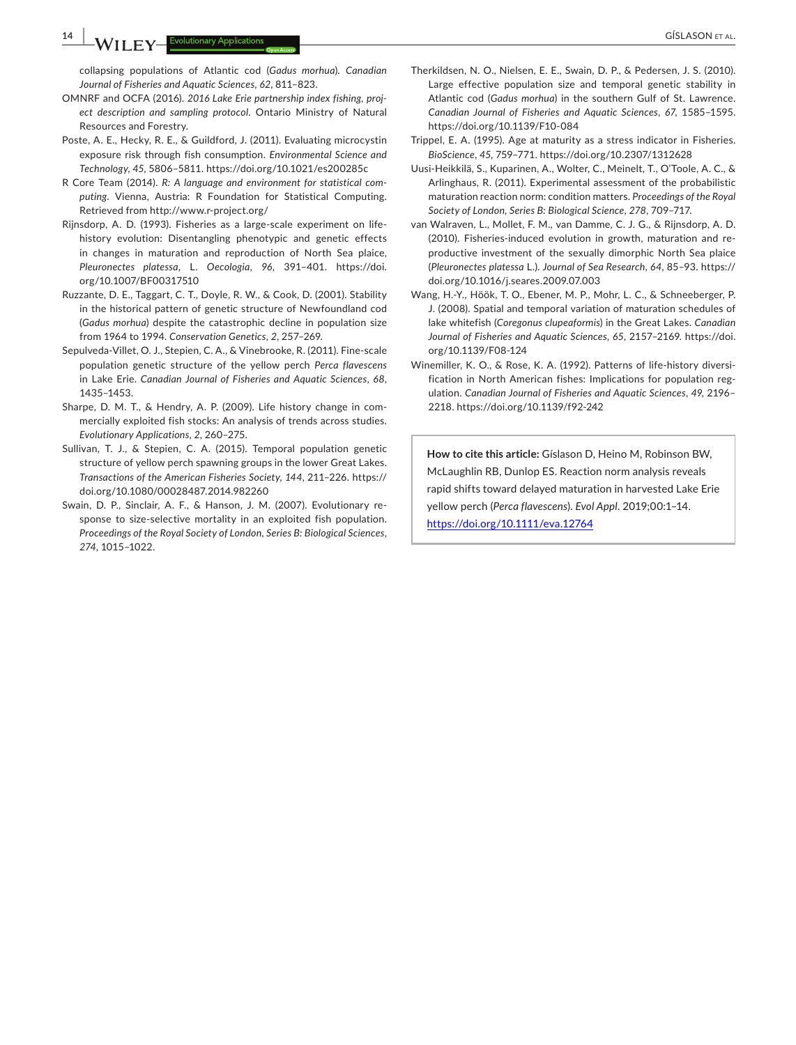collapsing populations of Atlantic cod (*Gadus morhua*). *Canadian Journal of Fisheries and Aquatic Sciences*, *62*, 811–823.

OMNRF and OCFA (2016). *2016 Lake Erie partnership index fishing, project description and sampling protocol*. Ontario Ministry of Natural Resources and Forestry.

Poste, A. E., Hecky, R. E., & Guildford, J. (2011). Evaluating microcystin exposure risk through fish consumption. *Environmental Science and Technology*, *45*, 5806–5811. https://doi.org/10.1021/es200285c

R Core Team (2014). *R: A language and environment for statistical computing*. Vienna, Austria: R Foundation for Statistical Computing. Retrieved from http://www.r-project.org/

Rijnsdorp, A. D. (1993). Fisheries as a large-scale experiment on life-history evolution: Disentangling phenotypic and genetic effects in changes in maturation and reproduction of North Sea plaice, *Pleuronectes platessa*, L. *Oecologia*, *96*, 391–401. https://doi.org/10.1007/BF00317510

Ruzzante, D. E., Taggart, C. T., Doyle, R. W., & Cook, D. (2001). Stability in the historical pattern of genetic structure of Newfoundland cod (*Gadus morhua*) despite the catastrophic decline in population size from 1964 to 1994. *Conservation Genetics*, *2*, 257–269.

Sepulveda-Villet, O. J., Stepien, C. A., & Vinebrooke, R. (2011). Fine-scale population genetic structure of the yellow perch *Perca flavescens* in Lake Erie. *Canadian Journal of Fisheries and Aquatic Sciences*, *68*, 1435–1453.

Sharpe, D. M. T., & Hendry, A. P. (2009). Life history change in commercially exploited fish stocks: An analysis of trends across studies. *Evolutionary Applications*, *2*, 260–275.

Sullivan, T. J., & Stepien, C. A. (2015). Temporal population genetic structure of yellow perch spawning groups in the lower Great Lakes. *Transactions of the American Fisheries Society*, *144*, 211–226. https://doi.org/10.1080/00028487.2014.982260

Swain, D. P., Sinclair, A. F., & Hanson, J. M. (2007). Evolutionary response to size-selective mortality in an exploited fish population. *Proceedings of the Royal Society of London, Series B: Biological Sciences*, *274*, 1015–1022.

Therkildsen, N. O., Nielsen, E. E., Swain, D. P., & Pedersen, J. S. (2010). Large effective population size and temporal genetic stability in Atlantic cod (*Gadus morhua*) in the southern Gulf of St. Lawrence. *Canadian Journal of Fisheries and Aquatic Sciences*, *67*, 1585–1595. https://doi.org/10.1139/F10-084

Trippel, E. A. (1995). Age at maturity as a stress indicator in Fisheries. *BioScience*, *45*, 759–771. https://doi.org/10.2307/1312628

Uusi-Heikkilä, S., Kuparinen, A., Wolter, C., Meinelt, T., O'Toole, A. C., & Arlinghaus, R. (2011). Experimental assessment of the probabilistic maturation reaction norm: condition matters. *Proceedings of the Royal Society of London, Series B: Biological Science*, *278*, 709–717.

van Walraven, L., Mollet, F. M., van Damme, C. J. G., & Rijnsdorp, A. D. (2010). Fisheries-induced evolution in growth, maturation and reproductive investment of the sexually dimorphic North Sea plaice (*Pleuronectes platessa* L.). *Journal of Sea Research*, *64*, 85–93. https://doi.org/10.1016/j.seares.2009.07.003

Wang, H.-Y., Höök, T. O., Ebener, M. P., Mohr, L. C., & Schneeberger, P. J. (2008). Spatial and temporal variation of maturation schedules of lake whitefish (*Coregonus clupeaformis*) in the Great Lakes. *Canadian Journal of Fisheries and Aquatic Sciences*, *65*, 2157–2169. https://doi.org/10.1139/F08-124

Winemiller, K. O., & Rose, K. A. (1992). Patterns of life-history diversification in North American fishes: Implications for population regulation. *Canadian Journal of Fisheries and Aquatic Sciences*, *49*, 2196–2218. https://doi.org/10.1139/f92-242

**How to cite this article:** Gíslason D, Heino M, Robinson BW, McLaughlin RB, Dunlop ES. Reaction norm analysis reveals rapid shifts toward delayed maturation in harvested Lake Erie yellow perch (*Perca flavescens*). *Evol Appl*. 2019;00:1–14. https://doi.org/10.1111/eva.12764